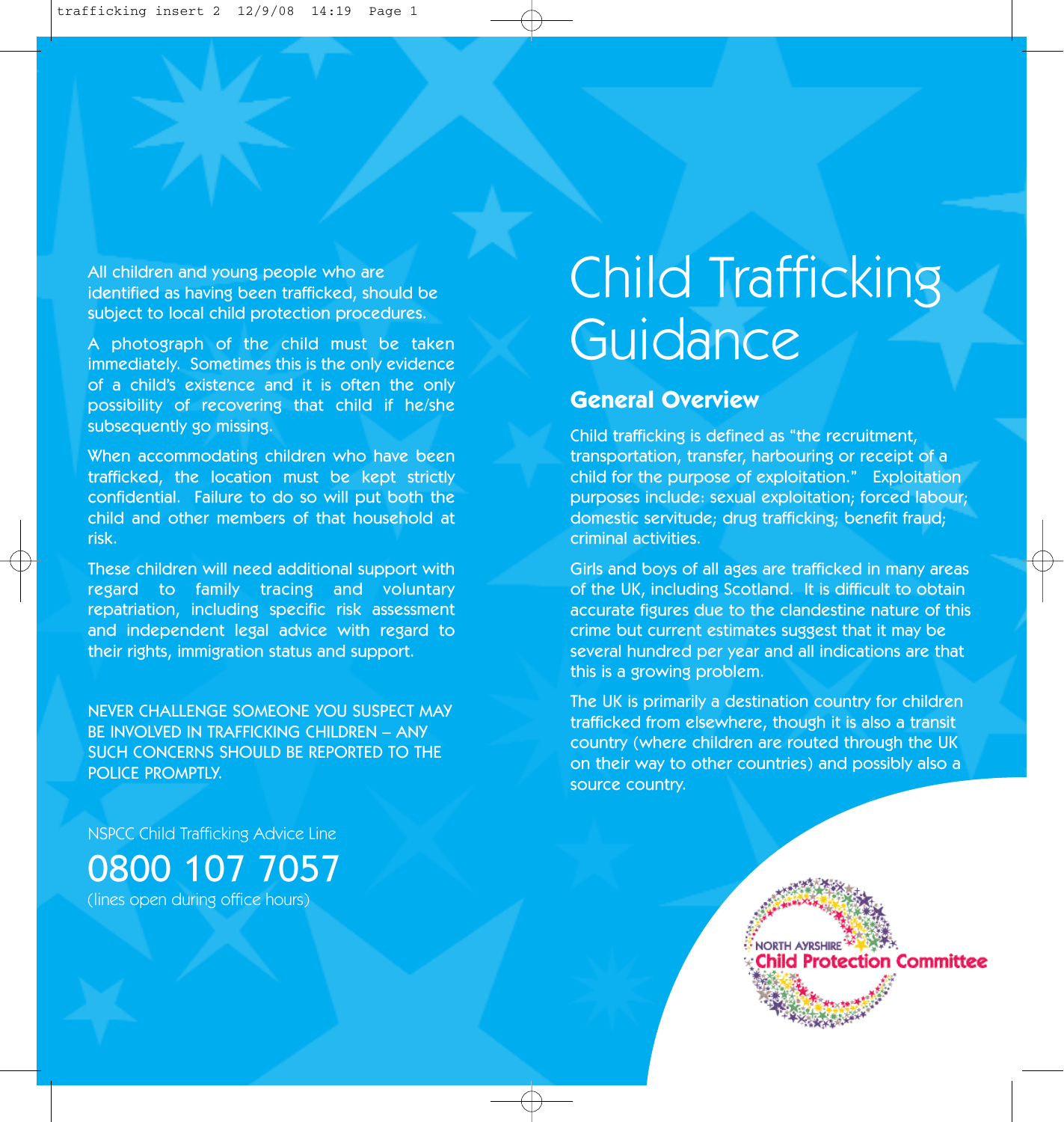# Child Trafficking Guidance

## General Overview

Child trafficking is defined as "the recruitment, transportation, transfer, harbouring or receipt of a child for the purpose of exploitation." Exploitation purposes include: sexual exploitation; forced labour; domestic servitude; drug trafficking; benefit fraud; criminal activities.

Girls and boys of all ages are trafficked in many areas of the UK, including Scotland. It is difficult to obtain accurate figures due to the clandestine nature of this crime but current estimates suggest that it may be several hundred per year and all indications are that this is a growing problem.

The UK is primarily a destination country for children trafficked from elsewhere, though it is also a transit country (where children are routed through the UK on their way to other countries) and possibly also a source country.

All children and young people who are identified as having been trafficked, should be subject to local child protection procedures.

A photograph of the child must be taken immediately. Sometimes this is the only evidence of a child's existence and it is often the only possibility of recovering that child if he/she subsequently go missing.

When accommodating children who have been trafficked, the location must be kept strictly confidential. Failure to do so will put both the child and other members of that household at risk.

These children will need additional support with regard to family tracing and voluntary repatriation, including specific risk assessment and independent legal advice with regard to their rights, immigration status and support.

NEVER CHALLENGE SOMEONE YOU SUSPECT MAY BE INVOLVED IN TRAFFICKING CHILDREN – ANY SUCH CONCERNS SHOULD BE REPORTED TO THE POLICE PROMPTLY.

NSPCC Child Trafficking Advice Line

**0800 107 7057**

(lines open during office hours)

NORTH AYRSHIRE
Child Protection Committee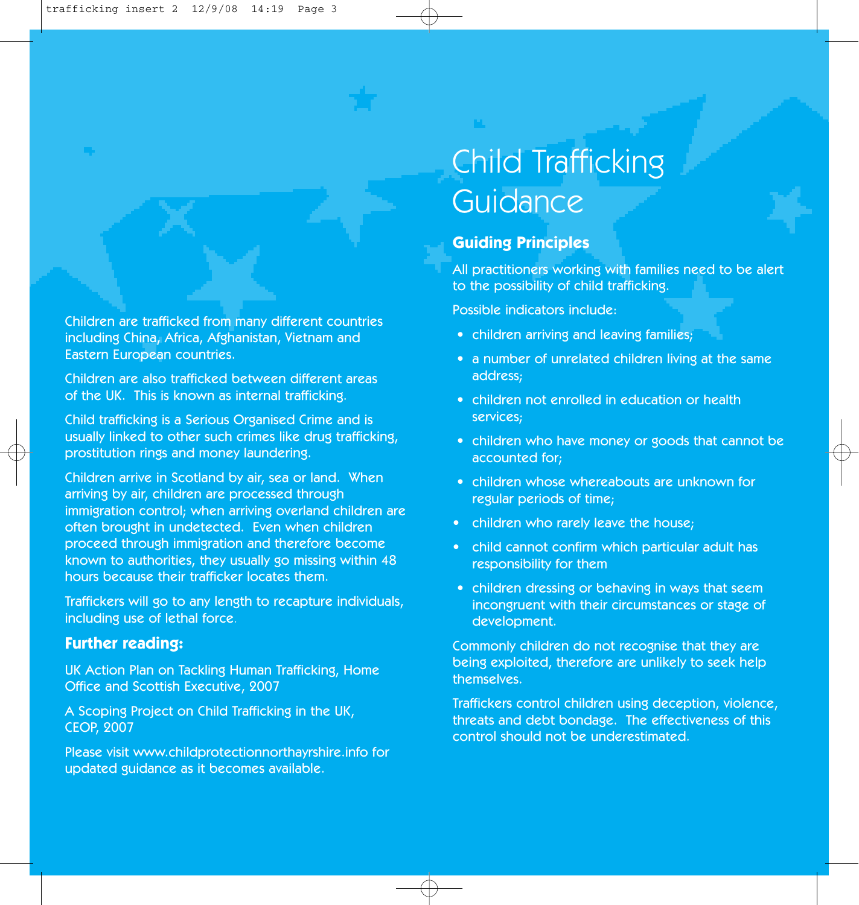Children are trafficked from many different countries including China, Africa, Afghanistan, Vietnam and Eastern European countries.

Children are also trafficked between different areas of the UK. This is known as internal trafficking.

Child trafficking is a Serious Organised Crime and is usually linked to other such crimes like drug trafficking, prostitution rings and money laundering.

Children arrive in Scotland by air, sea or land. When arriving by air, children are processed through immigration control; when arriving overland children are often brought in undetected. Even when children proceed through immigration and therefore become known to authorities, they usually go missing within 48 hours because their trafficker locates them.

Traffickers will go to any length to recapture individuals, including use of lethal force.

### Further reading:

UK Action Plan on Tackling Human Trafficking, Home Office and Scottish Executive, 2007

A Scoping Project on Child Trafficking in the UK, CEOP, 2007

Please visit www.childprotectionnorthayrshire.info for updated guidance as it becomes available.

# Child Trafficking Guidance

### Guiding Principles

All practitioners working with families need to be alert to the possibility of child trafficking.

Possible indicators include:

- children arriving and leaving families;
- a number of unrelated children living at the same address;
- children not enrolled in education or health services;
- children who have money or goods that cannot be accounted for;
- children whose whereabouts are unknown for regular periods of time;
- children who rarely leave the house;
- child cannot confirm which particular adult has responsibility for them
- children dressing or behaving in ways that seem incongruent with their circumstances or stage of development.

Commonly children do not recognise that they are being exploited, therefore are unlikely to seek help themselves.

Traffickers control children using deception, violence, threats and debt bondage. The effectiveness of this control should not be underestimated.